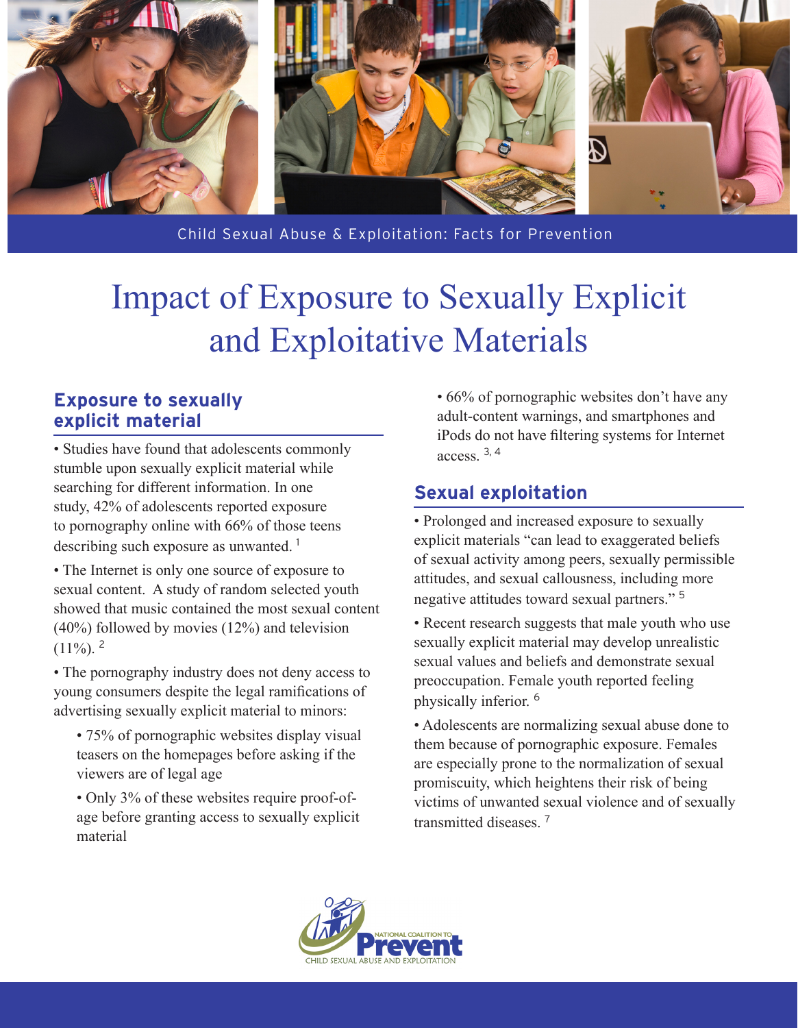Child Sexual Abuse & Exploitation: Facts for Prevention

# Impact of Exposure to Sexually Explicit and Exploitative Materials

## Exposure to sexually explicit material

- Studies have found that adolescents commonly stumble upon sexually explicit material while searching for different information. In one study, 42% of adolescents reported exposure to pornography online with 66% of those teens describing such exposure as unwanted. [1]
- The Internet is only one source of exposure to sexual content. A study of random selected youth showed that music contained the most sexual content (40%) followed by movies (12%) and television (11%). [2]
- The pornography industry does not deny access to young consumers despite the legal ramifications of advertising sexually explicit material to minors:
  - 75% of pornographic websites display visual teasers on the homepages before asking if the viewers are of legal age
  - Only 3% of these websites require proof-of-age before granting access to sexually explicit material
  - 66% of pornographic websites don't have any adult-content warnings, and smartphones and iPods do not have filtering systems for Internet access. [3, 4]

## Sexual exploitation

- Prolonged and increased exposure to sexually explicit materials "can lead to exaggerated beliefs of sexual activity among peers, sexually permissible attitudes, and sexual callousness, including more negative attitudes toward sexual partners." [5]
- Recent research suggests that male youth who use sexually explicit material may develop unrealistic sexual values and beliefs and demonstrate sexual preoccupation. Female youth reported feeling physically inferior. [6]
- Adolescents are normalizing sexual abuse done to them because of pornographic exposure. Females are especially prone to the normalization of sexual promiscuity, which heightens their risk of being victims of unwanted sexual violence and of sexually transmitted diseases. [7]

National Coalition to Prevent Child Sexual Abuse and Exploitation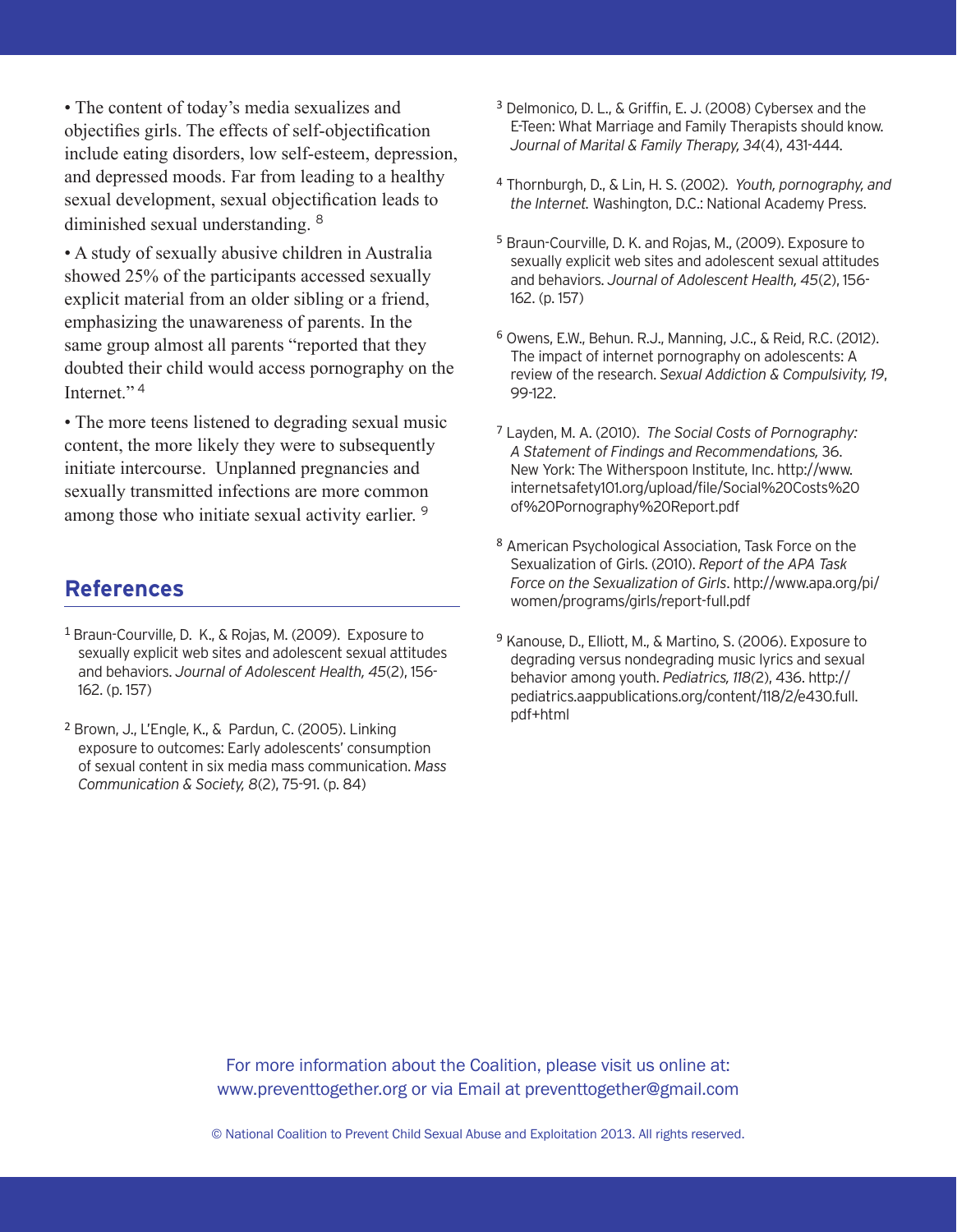- The content of today's media sexualizes and objectifies girls. The effects of self-objectification include eating disorders, low self-esteem, depression, and depressed moods. Far from leading to a healthy sexual development, sexual objectification leads to diminished sexual understanding. [8]

- A study of sexually abusive children in Australia showed 25% of the participants accessed sexually explicit material from an older sibling or a friend, emphasizing the unawareness of parents. In the same group almost all parents "reported that they doubted their child would access pornography on the Internet." [4]

- The more teens listened to degrading sexual music content, the more likely they were to subsequently initiate intercourse. Unplanned pregnancies and sexually transmitted infections are more common among those who initiate sexual activity earlier. [9]

## References

[1] Braun-Courville, D. K., & Rojas, M. (2009). Exposure to sexually explicit web sites and adolescent sexual attitudes and behaviors. *Journal of Adolescent Health, 45*(2), 156-162. (p. 157)

[2] Brown, J., L'Engle, K., & Pardun, C. (2005). Linking exposure to outcomes: Early adolescents' consumption of sexual content in six media mass communication. *Mass Communication & Society, 8*(2), 75-91. (p. 84)

[3] Delmonico, D. L., & Griffin, E. J. (2008) Cybersex and the E-Teen: What Marriage and Family Therapists should know. *Journal of Marital & Family Therapy, 34*(4), 431-444.

[4] Thornburgh, D., & Lin, H. S. (2002). *Youth, pornography, and the Internet.* Washington, D.C.: National Academy Press.

[5] Braun-Courville, D. K. and Rojas, M., (2009). Exposure to sexually explicit web sites and adolescent sexual attitudes and behaviors. *Journal of Adolescent Health, 45*(2), 156-162. (p. 157)

[6] Owens, E.W., Behun. R.J., Manning, J.C., & Reid, R.C. (2012). The impact of internet pornography on adolescents: A review of the research. *Sexual Addiction & Compulsivity, 19*, 99-122.

[7] Layden, M. A. (2010). *The Social Costs of Pornography: A Statement of Findings and Recommendations,* 36. New York: The Witherspoon Institute, Inc. http://www.internetsafety101.org/upload/file/Social%20Costs%20of%20Pornography%20Report.pdf

[8] American Psychological Association, Task Force on the Sexualization of Girls. (2010). *Report of the APA Task Force on the Sexualization of Girls*. http://www.apa.org/pi/women/programs/girls/report-full.pdf

[9] Kanouse, D., Elliott, M., & Martino, S. (2006). Exposure to degrading versus nondegrading music lyrics and sexual behavior among youth. *Pediatrics, 118(*2), 436. http://pediatrics.aappublications.org/content/118/2/e430.full.pdf+html

For more information about the Coalition, please visit us online at: www.preventtogether.org or via Email at preventtogether@gmail.com

© National Coalition to Prevent Child Sexual Abuse and Exploitation 2013. All rights reserved.